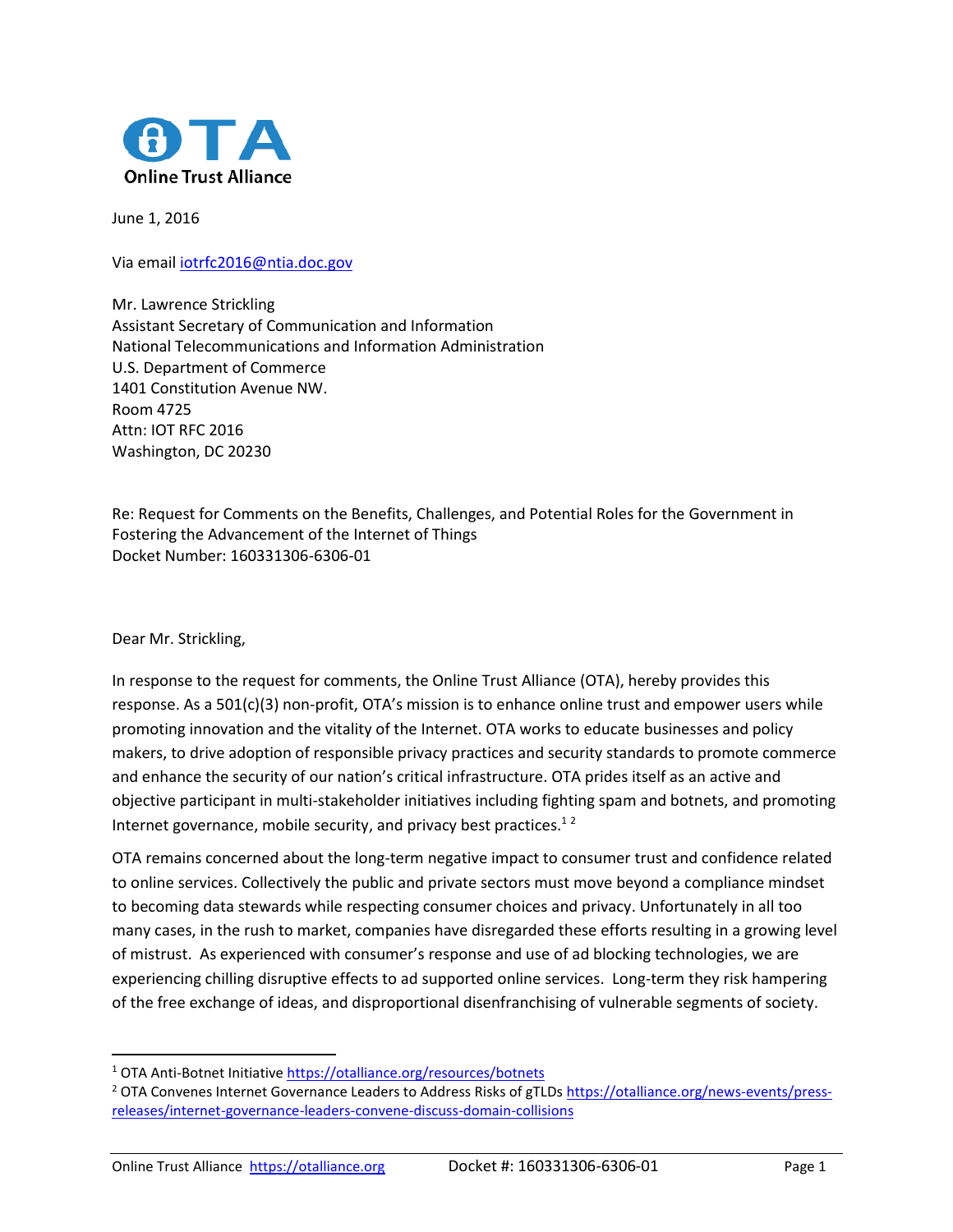**Online Trust Alliance**

June 1, 2016

Via email iotrfc2016@ntia.doc.gov

Mr. Lawrence Strickling
Assistant Secretary of Communication and Information
National Telecommunications and Information Administration
U.S. Department of Commerce
1401 Constitution Avenue NW.
Room 4725
Attn: IOT RFC 2016
Washington, DC 20230

Re: Request for Comments on the Benefits, Challenges, and Potential Roles for the Government in Fostering the Advancement of the Internet of Things
Docket Number: 160331306-6306-01

Dear Mr. Strickling,

In response to the request for comments, the Online Trust Alliance (OTA), hereby provides this response. As a 501(c)(3) non-profit, OTA's mission is to enhance online trust and empower users while promoting innovation and the vitality of the Internet. OTA works to educate businesses and policy makers, to drive adoption of responsible privacy practices and security standards to promote commerce and enhance the security of our nation's critical infrastructure. OTA prides itself as an active and objective participant in multi-stakeholder initiatives including fighting spam and botnets, and promoting Internet governance, mobile security, and privacy best practices.[1] [2]

OTA remains concerned about the long-term negative impact to consumer trust and confidence related to online services. Collectively the public and private sectors must move beyond a compliance mindset to becoming data stewards while respecting consumer choices and privacy. Unfortunately in all too many cases, in the rush to market, companies have disregarded these efforts resulting in a growing level of mistrust. As experienced with consumer's response and use of ad blocking technologies, we are experiencing chilling disruptive effects to ad supported online services. Long-term they risk hampering of the free exchange of ideas, and disproportional disenfranchising of vulnerable segments of society.

---

[1] OTA Anti-Botnet Initiative https://otalliance.org/resources/botnets

[2] OTA Convenes Internet Governance Leaders to Address Risks of gTLDs https://otalliance.org/news-events/press-releases/internet-governance-leaders-convene-discuss-domain-collisions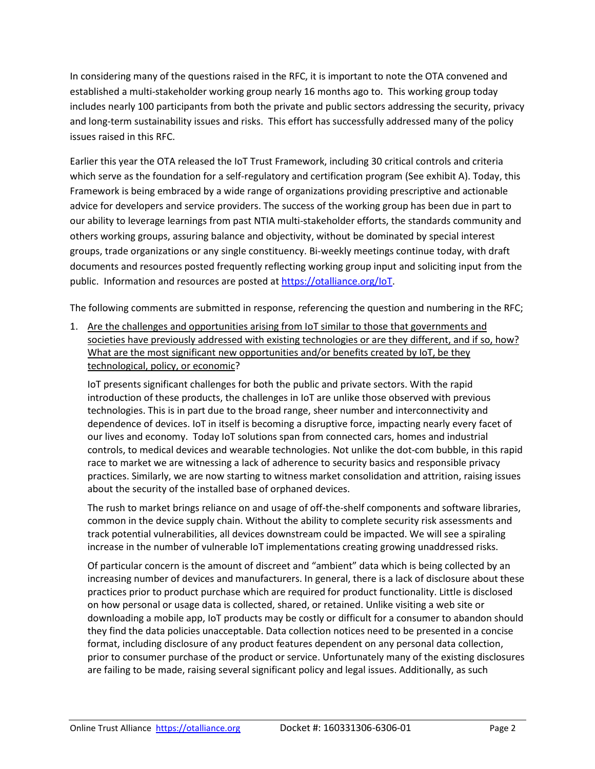In considering many of the questions raised in the RFC, it is important to note the OTA convened and established a multi-stakeholder working group nearly 16 months ago to. This working group today includes nearly 100 participants from both the private and public sectors addressing the security, privacy and long-term sustainability issues and risks. This effort has successfully addressed many of the policy issues raised in this RFC.

Earlier this year the OTA released the IoT Trust Framework, including 30 critical controls and criteria which serve as the foundation for a self-regulatory and certification program (See exhibit A). Today, this Framework is being embraced by a wide range of organizations providing prescriptive and actionable advice for developers and service providers. The success of the working group has been due in part to our ability to leverage learnings from past NTIA multi-stakeholder efforts, the standards community and others working groups, assuring balance and objectivity, without be dominated by special interest groups, trade organizations or any single constituency. Bi-weekly meetings continue today, with draft documents and resources posted frequently reflecting working group input and soliciting input from the public. Information and resources are posted at [https://otalliance.org/IoT](https://otalliance.org/IoT).

The following comments are submitted in response, referencing the question and numbering in the RFC;

1. <u>Are the challenges and opportunities arising from IoT similar to those that governments and societies have previously addressed with existing technologies or are they different, and if so, how? What are the most significant new opportunities and/or benefits created by IoT, be they technological, policy, or economic</u>?

   IoT presents significant challenges for both the public and private sectors. With the rapid introduction of these products, the challenges in IoT are unlike those observed with previous technologies. This is in part due to the broad range, sheer number and interconnectivity and dependence of devices. IoT in itself is becoming a disruptive force, impacting nearly every facet of our lives and economy. Today IoT solutions span from connected cars, homes and industrial controls, to medical devices and wearable technologies. Not unlike the dot-com bubble, in this rapid race to market we are witnessing a lack of adherence to security basics and responsible privacy practices. Similarly, we are now starting to witness market consolidation and attrition, raising issues about the security of the installed base of orphaned devices.

   The rush to market brings reliance on and usage of off-the-shelf components and software libraries, common in the device supply chain. Without the ability to complete security risk assessments and track potential vulnerabilities, all devices downstream could be impacted. We will see a spiraling increase in the number of vulnerable IoT implementations creating growing unaddressed risks.

   Of particular concern is the amount of discreet and "ambient" data which is being collected by an increasing number of devices and manufacturers. In general, there is a lack of disclosure about these practices prior to product purchase which are required for product functionality. Little is disclosed on how personal or usage data is collected, shared, or retained. Unlike visiting a web site or downloading a mobile app, IoT products may be costly or difficult for a consumer to abandon should they find the data policies unacceptable. Data collection notices need to be presented in a concise format, including disclosure of any product features dependent on any personal data collection, prior to consumer purchase of the product or service. Unfortunately many of the existing disclosures are failing to be made, raising several significant policy and legal issues. Additionally, as such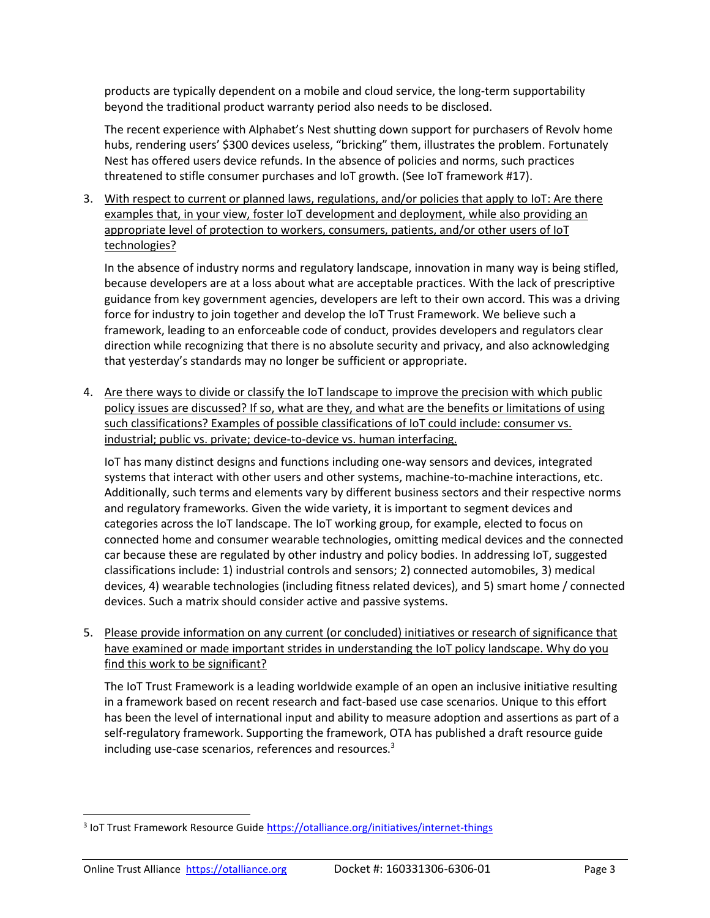products are typically dependent on a mobile and cloud service, the long-term supportability beyond the traditional product warranty period also needs to be disclosed.

The recent experience with Alphabet's Nest shutting down support for purchasers of Revolv home hubs, rendering users' $300 devices useless, "bricking" them, illustrates the problem. Fortunately Nest has offered users device refunds. In the absence of policies and norms, such practices threatened to stifle consumer purchases and IoT growth. (See IoT framework #17).

3. <u>With respect to current or planned laws, regulations, and/or policies that apply to IoT: Are there examples that, in your view, foster IoT development and deployment, while also providing an appropriate level of protection to workers, consumers, patients, and/or other users of IoT technologies?</u>

   In the absence of industry norms and regulatory landscape, innovation in many way is being stifled, because developers are at a loss about what are acceptable practices. With the lack of prescriptive guidance from key government agencies, developers are left to their own accord. This was a driving force for industry to join together and develop the IoT Trust Framework. We believe such a framework, leading to an enforceable code of conduct, provides developers and regulators clear direction while recognizing that there is no absolute security and privacy, and also acknowledging that yesterday's standards may no longer be sufficient or appropriate.

4. <u>Are there ways to divide or classify the IoT landscape to improve the precision with which public policy issues are discussed? If so, what are they, and what are the benefits or limitations of using such classifications? Examples of possible classifications of IoT could include: consumer vs. industrial; public vs. private; device-to-device vs. human interfacing.</u>

   IoT has many distinct designs and functions including one-way sensors and devices, integrated systems that interact with other users and other systems, machine-to-machine interactions, etc. Additionally, such terms and elements vary by different business sectors and their respective norms and regulatory frameworks. Given the wide variety, it is important to segment devices and categories across the IoT landscape. The IoT working group, for example, elected to focus on connected home and consumer wearable technologies, omitting medical devices and the connected car because these are regulated by other industry and policy bodies. In addressing IoT, suggested classifications include: 1) industrial controls and sensors; 2) connected automobiles, 3) medical devices, 4) wearable technologies (including fitness related devices), and 5) smart home / connected devices. Such a matrix should consider active and passive systems.

5. <u>Please provide information on any current (or concluded) initiatives or research of significance that have examined or made important strides in understanding the IoT policy landscape. Why do you find this work to be significant?</u>

   The IoT Trust Framework is a leading worldwide example of an open an inclusive initiative resulting in a framework based on recent research and fact-based use case scenarios. Unique to this effort has been the level of international input and ability to measure adoption and assertions as part of a self-regulatory framework. Supporting the framework, OTA has published a draft resource guide including use-case scenarios, references and resources.[3]

---

[3] IoT Trust Framework Resource Guide https://otalliance.org/initiatives/internet-things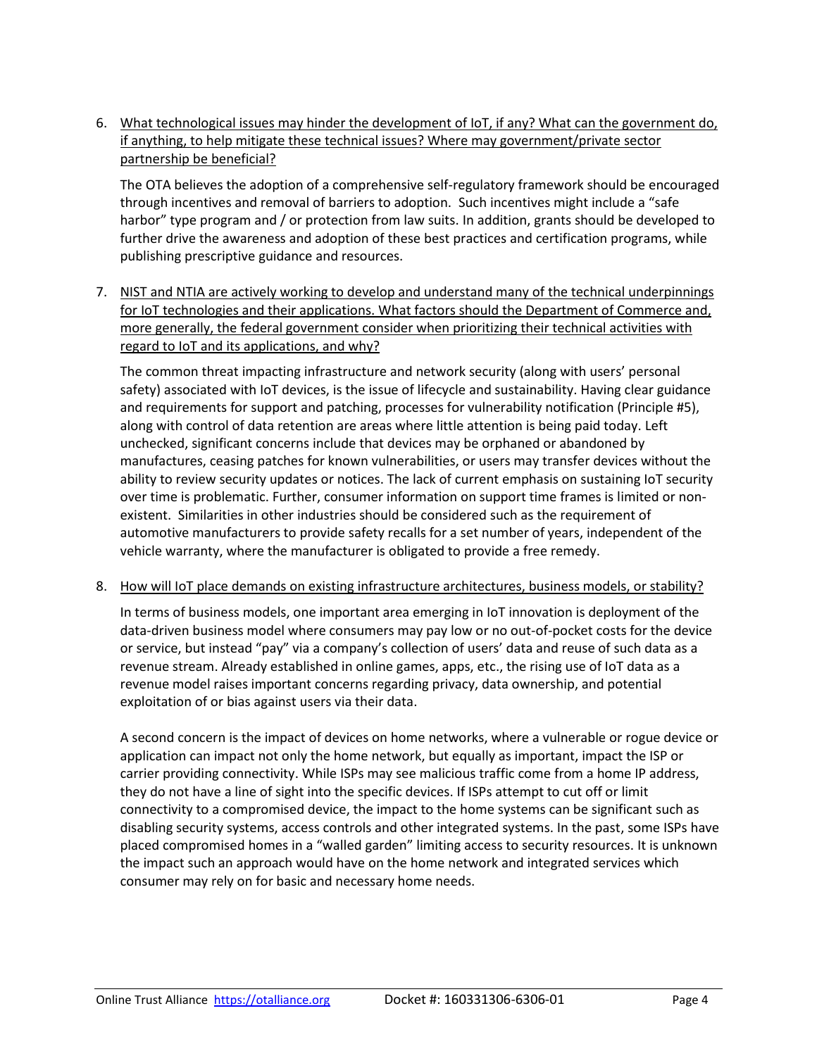6. <u>What technological issues may hinder the development of IoT, if any? What can the government do, if anything, to help mitigate these technical issues? Where may government/private sector partnership be beneficial?</u>

   The OTA believes the adoption of a comprehensive self-regulatory framework should be encouraged through incentives and removal of barriers to adoption. Such incentives might include a "safe harbor" type program and / or protection from law suits. In addition, grants should be developed to further drive the awareness and adoption of these best practices and certification programs, while publishing prescriptive guidance and resources.

7. <u>NIST and NTIA are actively working to develop and understand many of the technical underpinnings for IoT technologies and their applications. What factors should the Department of Commerce and, more generally, the federal government consider when prioritizing their technical activities with regard to IoT and its applications, and why?</u>

   The common threat impacting infrastructure and network security (along with users' personal safety) associated with IoT devices, is the issue of lifecycle and sustainability. Having clear guidance and requirements for support and patching, processes for vulnerability notification (Principle #5), along with control of data retention are areas where little attention is being paid today. Left unchecked, significant concerns include that devices may be orphaned or abandoned by manufactures, ceasing patches for known vulnerabilities, or users may transfer devices without the ability to review security updates or notices. The lack of current emphasis on sustaining IoT security over time is problematic. Further, consumer information on support time frames is limited or non-existent. Similarities in other industries should be considered such as the requirement of automotive manufacturers to provide safety recalls for a set number of years, independent of the vehicle warranty, where the manufacturer is obligated to provide a free remedy.

8. <u>How will IoT place demands on existing infrastructure architectures, business models, or stability?</u>

   In terms of business models, one important area emerging in IoT innovation is deployment of the data-driven business model where consumers may pay low or no out-of-pocket costs for the device or service, but instead "pay" via a company's collection of users' data and reuse of such data as a revenue stream. Already established in online games, apps, etc., the rising use of IoT data as a revenue model raises important concerns regarding privacy, data ownership, and potential exploitation of or bias against users via their data.

   A second concern is the impact of devices on home networks, where a vulnerable or rogue device or application can impact not only the home network, but equally as important, impact the ISP or carrier providing connectivity. While ISPs may see malicious traffic come from a home IP address, they do not have a line of sight into the specific devices. If ISPs attempt to cut off or limit connectivity to a compromised device, the impact to the home systems can be significant such as disabling security systems, access controls and other integrated systems. In the past, some ISPs have placed compromised homes in a "walled garden" limiting access to security resources. It is unknown the impact such an approach would have on the home network and integrated services which consumer may rely on for basic and necessary home needs.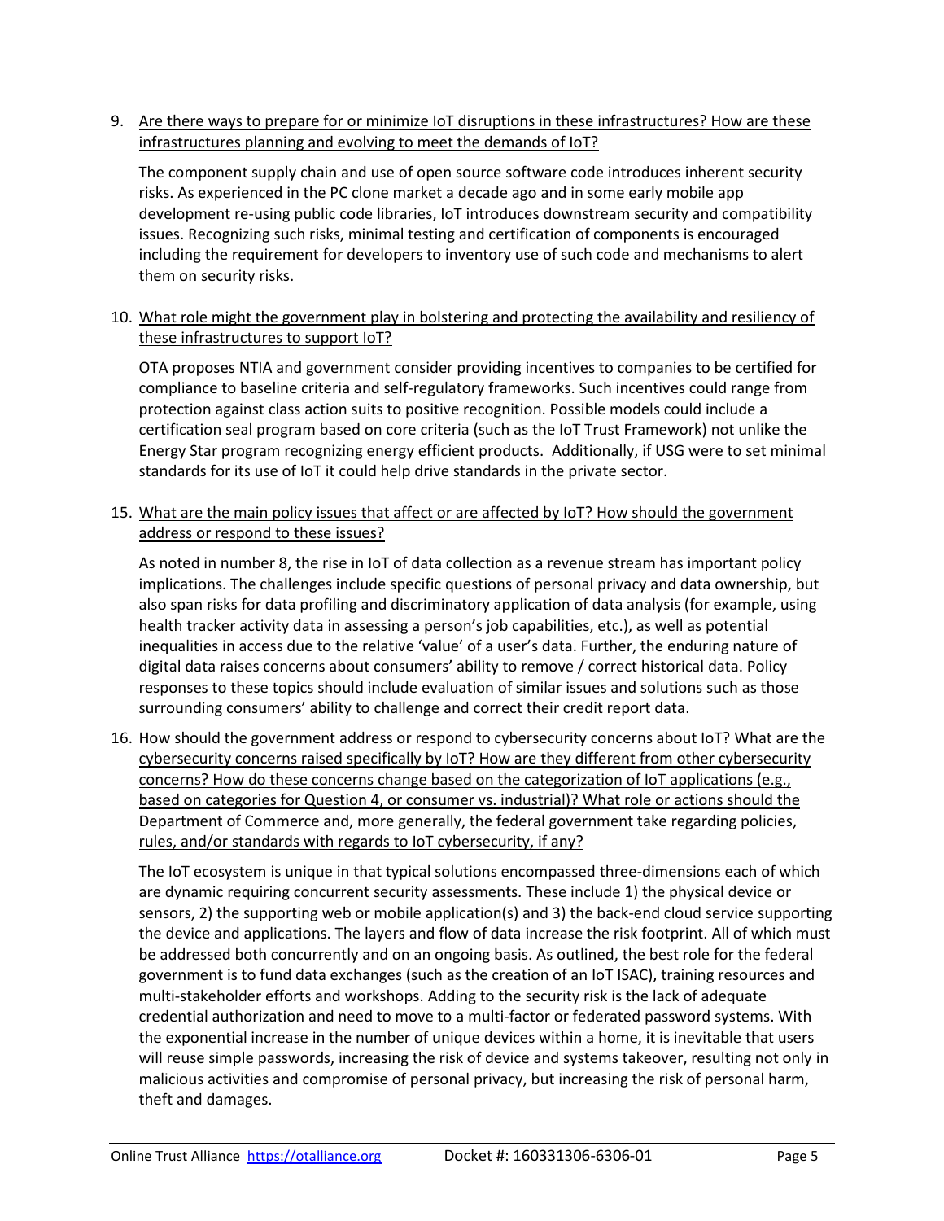9. Are there ways to prepare for or minimize IoT disruptions in these infrastructures? How are these infrastructures planning and evolving to meet the demands of IoT?

   The component supply chain and use of open source software code introduces inherent security risks. As experienced in the PC clone market a decade ago and in some early mobile app development re-using public code libraries, IoT introduces downstream security and compatibility issues. Recognizing such risks, minimal testing and certification of components is encouraged including the requirement for developers to inventory use of such code and mechanisms to alert them on security risks.

10. What role might the government play in bolstering and protecting the availability and resiliency of these infrastructures to support IoT?

    OTA proposes NTIA and government consider providing incentives to companies to be certified for compliance to baseline criteria and self-regulatory frameworks. Such incentives could range from protection against class action suits to positive recognition. Possible models could include a certification seal program based on core criteria (such as the IoT Trust Framework) not unlike the Energy Star program recognizing energy efficient products. Additionally, if USG were to set minimal standards for its use of IoT it could help drive standards in the private sector.

15. What are the main policy issues that affect or are affected by IoT? How should the government address or respond to these issues?

    As noted in number 8, the rise in IoT of data collection as a revenue stream has important policy implications. The challenges include specific questions of personal privacy and data ownership, but also span risks for data profiling and discriminatory application of data analysis (for example, using health tracker activity data in assessing a person's job capabilities, etc.), as well as potential inequalities in access due to the relative 'value' of a user's data. Further, the enduring nature of digital data raises concerns about consumers' ability to remove / correct historical data. Policy responses to these topics should include evaluation of similar issues and solutions such as those surrounding consumers' ability to challenge and correct their credit report data.

16. How should the government address or respond to cybersecurity concerns about IoT? What are the cybersecurity concerns raised specifically by IoT? How are they different from other cybersecurity concerns? How do these concerns change based on the categorization of IoT applications (e.g., based on categories for Question 4, or consumer vs. industrial)? What role or actions should the Department of Commerce and, more generally, the federal government take regarding policies, rules, and/or standards with regards to IoT cybersecurity, if any?

    The IoT ecosystem is unique in that typical solutions encompassed three-dimensions each of which are dynamic requiring concurrent security assessments. These include 1) the physical device or sensors, 2) the supporting web or mobile application(s) and 3) the back-end cloud service supporting the device and applications. The layers and flow of data increase the risk footprint. All of which must be addressed both concurrently and on an ongoing basis. As outlined, the best role for the federal government is to fund data exchanges (such as the creation of an IoT ISAC), training resources and multi-stakeholder efforts and workshops. Adding to the security risk is the lack of adequate credential authorization and need to move to a multi-factor or federated password systems. With the exponential increase in the number of unique devices within a home, it is inevitable that users will reuse simple passwords, increasing the risk of device and systems takeover, resulting not only in malicious activities and compromise of personal privacy, but increasing the risk of personal harm, theft and damages.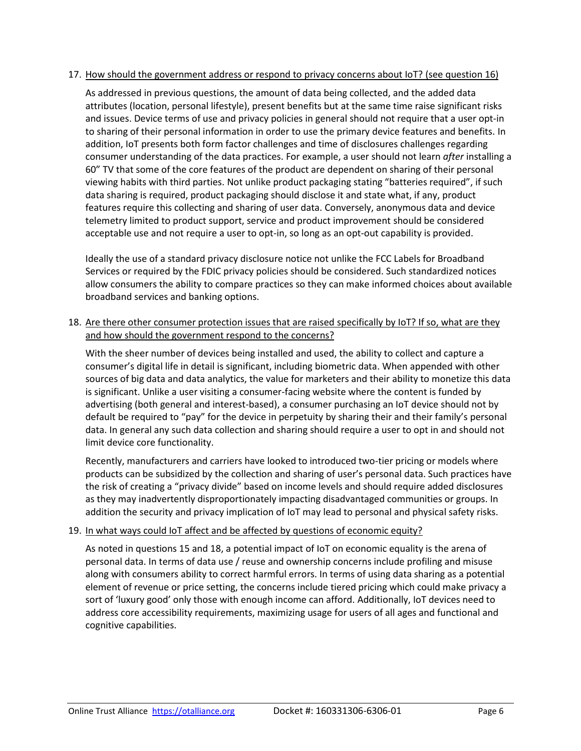17. <u>How should the government address or respond to privacy concerns about IoT? (see question 16)</u>

    As addressed in previous questions, the amount of data being collected, and the added data attributes (location, personal lifestyle), present benefits but at the same time raise significant risks and issues. Device terms of use and privacy policies in general should not require that a user opt-in to sharing of their personal information in order to use the primary device features and benefits. In addition, IoT presents both form factor challenges and time of disclosures challenges regarding consumer understanding of the data practices. For example, a user should not learn *after* installing a 60" TV that some of the core features of the product are dependent on sharing of their personal viewing habits with third parties. Not unlike product packaging stating "batteries required", if such data sharing is required, product packaging should disclose it and state what, if any, product features require this collecting and sharing of user data. Conversely, anonymous data and device telemetry limited to product support, service and product improvement should be considered acceptable use and not require a user to opt-in, so long as an opt-out capability is provided.

    Ideally the use of a standard privacy disclosure notice not unlike the FCC Labels for Broadband Services or required by the FDIC privacy policies should be considered. Such standardized notices allow consumers the ability to compare practices so they can make informed choices about available broadband services and banking options.

18. <u>Are there other consumer protection issues that are raised specifically by IoT? If so, what are they and how should the government respond to the concerns?</u>

    With the sheer number of devices being installed and used, the ability to collect and capture a consumer's digital life in detail is significant, including biometric data. When appended with other sources of big data and data analytics, the value for marketers and their ability to monetize this data is significant. Unlike a user visiting a consumer-facing website where the content is funded by advertising (both general and interest-based), a consumer purchasing an IoT device should not by default be required to "pay" for the device in perpetuity by sharing their and their family's personal data. In general any such data collection and sharing should require a user to opt in and should not limit device core functionality.

    Recently, manufacturers and carriers have looked to introduced two-tier pricing or models where products can be subsidized by the collection and sharing of user's personal data. Such practices have the risk of creating a "privacy divide" based on income levels and should require added disclosures as they may inadvertently disproportionately impacting disadvantaged communities or groups. In addition the security and privacy implication of IoT may lead to personal and physical safety risks.

19. <u>In what ways could IoT affect and be affected by questions of economic equity?</u>

    As noted in questions 15 and 18, a potential impact of IoT on economic equality is the arena of personal data. In terms of data use / reuse and ownership concerns include profiling and misuse along with consumers ability to correct harmful errors. In terms of using data sharing as a potential element of revenue or price setting, the concerns include tiered pricing which could make privacy a sort of 'luxury good' only those with enough income can afford. Additionally, IoT devices need to address core accessibility requirements, maximizing usage for users of all ages and functional and cognitive capabilities.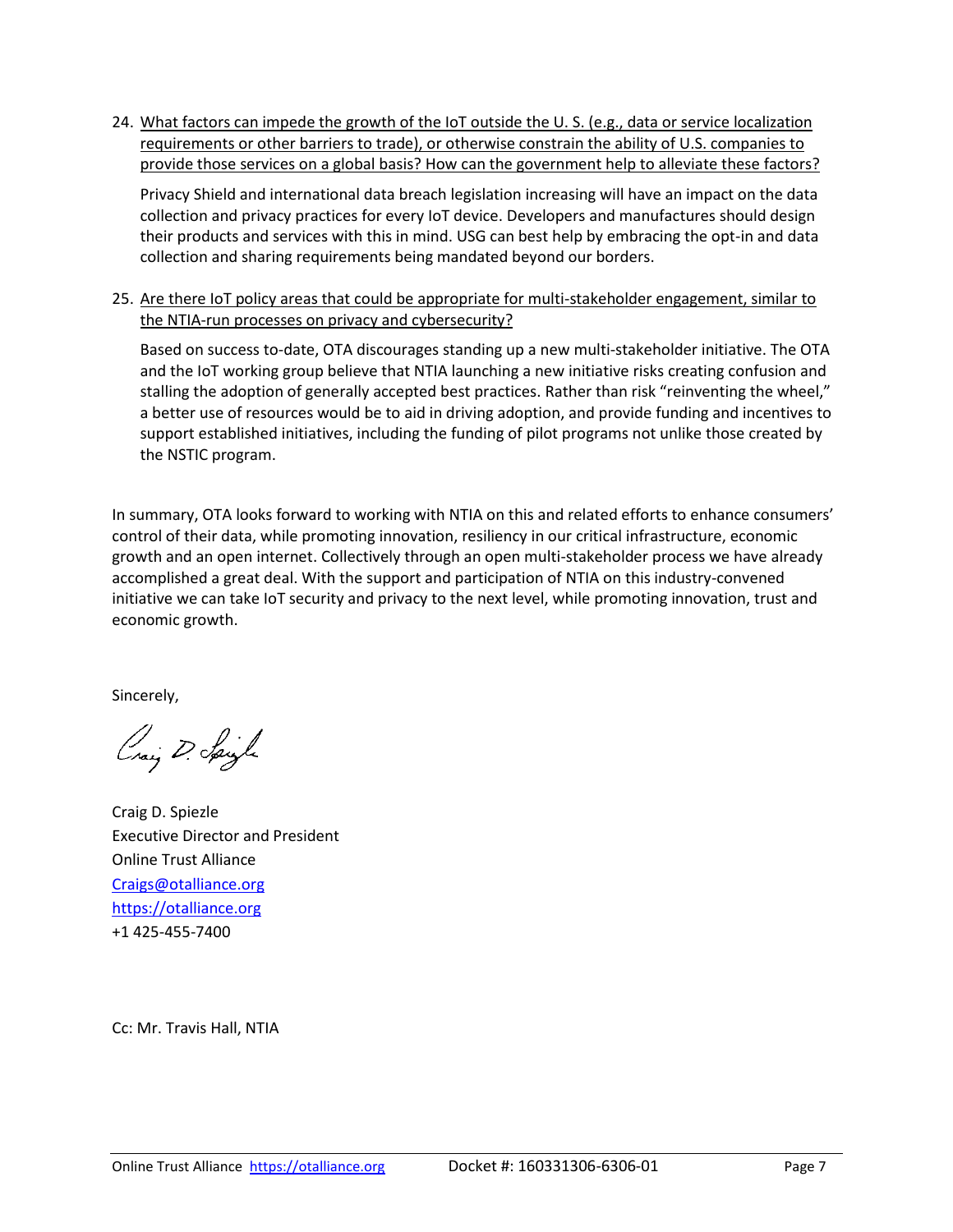24. <u>What factors can impede the growth of the IoT outside the U. S. (e.g., data or service localization requirements or other barriers to trade), or otherwise constrain the ability of U.S. companies to provide those services on a global basis? How can the government help to alleviate these factors?</u>

    Privacy Shield and international data breach legislation increasing will have an impact on the data collection and privacy practices for every IoT device. Developers and manufactures should design their products and services with this in mind. USG can best help by embracing the opt-in and data collection and sharing requirements being mandated beyond our borders.

25. <u>Are there IoT policy areas that could be appropriate for multi-stakeholder engagement, similar to the NTIA-run processes on privacy and cybersecurity?</u>

    Based on success to-date, OTA discourages standing up a new multi-stakeholder initiative. The OTA and the IoT working group believe that NTIA launching a new initiative risks creating confusion and stalling the adoption of generally accepted best practices. Rather than risk "reinventing the wheel," a better use of resources would be to aid in driving adoption, and provide funding and incentives to support established initiatives, including the funding of pilot programs not unlike those created by the NSTIC program.

In summary, OTA looks forward to working with NTIA on this and related efforts to enhance consumers' control of their data, while promoting innovation, resiliency in our critical infrastructure, economic growth and an open internet. Collectively through an open multi-stakeholder process we have already accomplished a great deal. With the support and participation of NTIA on this industry-convened initiative we can take IoT security and privacy to the next level, while promoting innovation, trust and economic growth.

Sincerely,

Craig D. Spiezle

Craig D. Spiezle
Executive Director and President
Online Trust Alliance
Craigs@otalliance.org
https://otalliance.org
+1 425-455-7400

Cc: Mr. Travis Hall, NTIA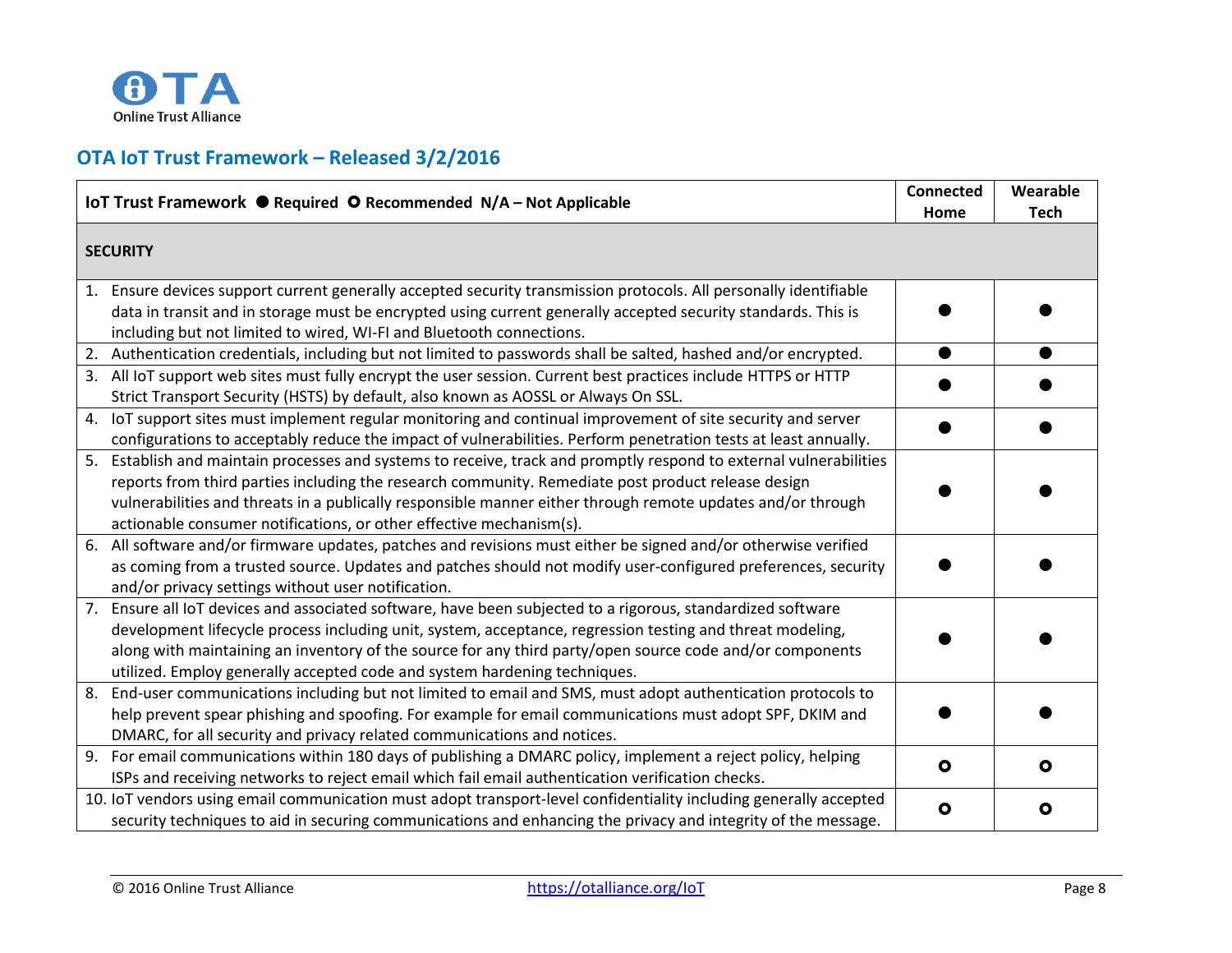Online Trust Alliance

## OTA IoT Trust Framework – Released 3/2/2016

| IoT Trust Framework ● Required ○ Recommended N/A – Not Applicable | Connected Home | Wearable Tech |
|---|---|---|
| **SECURITY** | | |
| 1. Ensure devices support current generally accepted security transmission protocols. All personally identifiable data in transit and in storage must be encrypted using current generally accepted security standards. This is including but not limited to wired, WI-FI and Bluetooth connections. | ● | ● |
| 2. Authentication credentials, including but not limited to passwords shall be salted, hashed and/or encrypted. | ● | ● |
| 3. All IoT support web sites must fully encrypt the user session. Current best practices include HTTPS or HTTP Strict Transport Security (HSTS) by default, also known as AOSSL or Always On SSL. | ● | ● |
| 4. IoT support sites must implement regular monitoring and continual improvement of site security and server configurations to acceptably reduce the impact of vulnerabilities. Perform penetration tests at least annually. | ● | ● |
| 5. Establish and maintain processes and systems to receive, track and promptly respond to external vulnerabilities reports from third parties including the research community. Remediate post product release design vulnerabilities and threats in a publically responsible manner either through remote updates and/or through actionable consumer notifications, or other effective mechanism(s). | ● | ● |
| 6. All software and/or firmware updates, patches and revisions must either be signed and/or otherwise verified as coming from a trusted source. Updates and patches should not modify user-configured preferences, security and/or privacy settings without user notification. | ● | ● |
| 7. Ensure all IoT devices and associated software, have been subjected to a rigorous, standardized software development lifecycle process including unit, system, acceptance, regression testing and threat modeling, along with maintaining an inventory of the source for any third party/open source code and/or components utilized. Employ generally accepted code and system hardening techniques. | ● | ● |
| 8. End-user communications including but not limited to email and SMS, must adopt authentication protocols to help prevent spear phishing and spoofing. For example for email communications must adopt SPF, DKIM and DMARC, for all security and privacy related communications and notices. | ● | ● |
| 9. For email communications within 180 days of publishing a DMARC policy, implement a reject policy, helping ISPs and receiving networks to reject email which fail email authentication verification checks. | ○ | ○ |
| 10. IoT vendors using email communication must adopt transport-level confidentiality including generally accepted security techniques to aid in securing communications and enhancing the privacy and integrity of the message. | ○ | ○ |

© 2016 Online Trust Alliance https://otalliance.org/IoT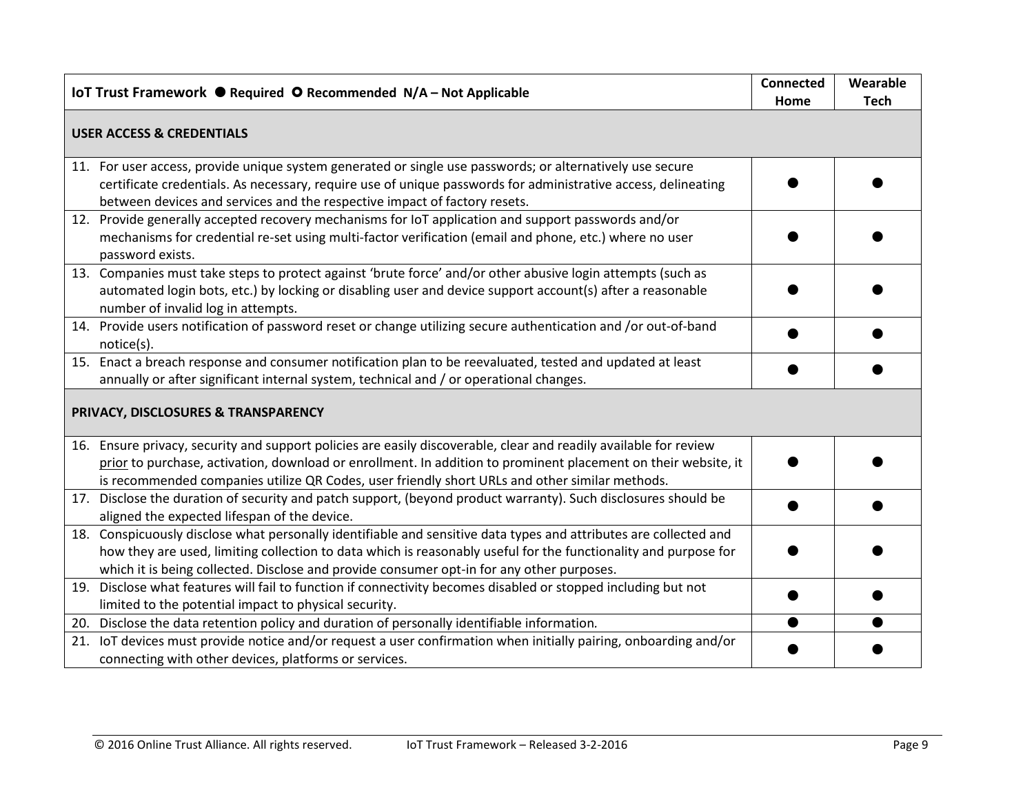| IoT Trust Framework ● Required ○ Recommended N/A – Not Applicable | Connected Home | Wearable Tech |
|---|---|---|
| **USER ACCESS & CREDENTIALS** | | |
| 11. For user access, provide unique system generated or single use passwords; or alternatively use secure certificate credentials. As necessary, require use of unique passwords for administrative access, delineating between devices and services and the respective impact of factory resets. | ● | ● |
| 12. Provide generally accepted recovery mechanisms for IoT application and support passwords and/or mechanisms for credential re-set using multi-factor verification (email and phone, etc.) where no user password exists. | ● | ● |
| 13. Companies must take steps to protect against ‘brute force’ and/or other abusive login attempts (such as automated login bots, etc.) by locking or disabling user and device support account(s) after a reasonable number of invalid log in attempts. | ● | ● |
| 14. Provide users notification of password reset or change utilizing secure authentication and /or out-of-band notice(s). | ● | ● |
| 15. Enact a breach response and consumer notification plan to be reevaluated, tested and updated at least annually or after significant internal system, technical and / or operational changes. | ● | ● |
| **PRIVACY, DISCLOSURES & TRANSPARENCY** | | |
| 16. Ensure privacy, security and support policies are easily discoverable, clear and readily available for review prior to purchase, activation, download or enrollment. In addition to prominent placement on their website, it is recommended companies utilize QR Codes, user friendly short URLs and other similar methods. | ● | ● |
| 17. Disclose the duration of security and patch support, (beyond product warranty). Such disclosures should be aligned the expected lifespan of the device. | ● | ● |
| 18. Conspicuously disclose what personally identifiable and sensitive data types and attributes are collected and how they are used, limiting collection to data which is reasonably useful for the functionality and purpose for which it is being collected. Disclose and provide consumer opt-in for any other purposes. | ● | ● |
| 19. Disclose what features will fail to function if connectivity becomes disabled or stopped including but not limited to the potential impact to physical security. | ● | ● |
| 20. Disclose the data retention policy and duration of personally identifiable information. | ● | ● |
| 21. IoT devices must provide notice and/or request a user confirmation when initially pairing, onboarding and/or connecting with other devices, platforms or services. | ● | ● |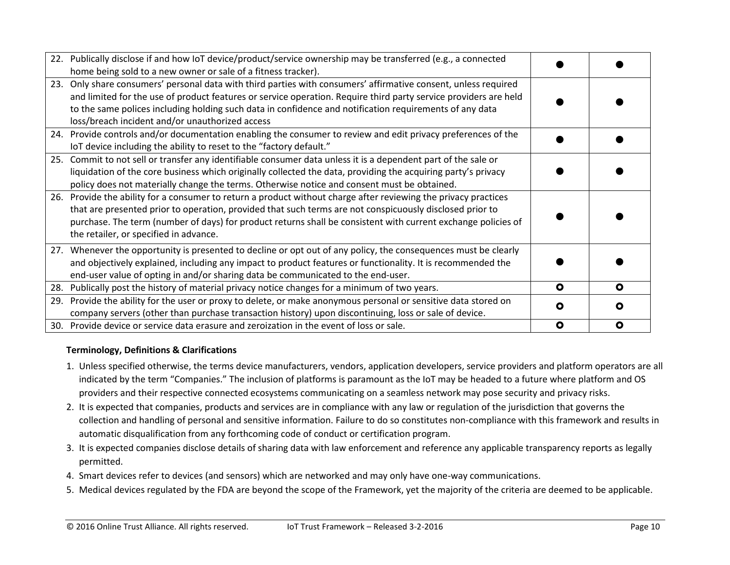| | | |
|---|---|---|
| 22. Publically disclose if and how IoT device/product/service ownership may be transferred (e.g., a connected home being sold to a new owner or sale of a fitness tracker). | ● | ● |
| 23. Only share consumers' personal data with third parties with consumers' affirmative consent, unless required and limited for the use of product features or service operation. Require third party service providers are held to the same polices including holding such data in confidence and notification requirements of any data loss/breach incident and/or unauthorized access | ● | ● |
| 24. Provide controls and/or documentation enabling the consumer to review and edit privacy preferences of the IoT device including the ability to reset to the "factory default." | ● | ● |
| 25. Commit to not sell or transfer any identifiable consumer data unless it is a dependent part of the sale or liquidation of the core business which originally collected the data, providing the acquiring party's privacy policy does not materially change the terms. Otherwise notice and consent must be obtained. | ● | ● |
| 26. Provide the ability for a consumer to return a product without charge after reviewing the privacy practices that are presented prior to operation, provided that such terms are not conspicuously disclosed prior to purchase. The term (number of days) for product returns shall be consistent with current exchange policies of the retailer, or specified in advance. | ● | ● |
| 27. Whenever the opportunity is presented to decline or opt out of any policy, the consequences must be clearly and objectively explained, including any impact to product features or functionality. It is recommended the end-user value of opting in and/or sharing data be communicated to the end-user. | ● | ● |
| 28. Publically post the history of material privacy notice changes for a minimum of two years. | ○ | ○ |
| 29. Provide the ability for the user or proxy to delete, or make anonymous personal or sensitive data stored on company servers (other than purchase transaction history) upon discontinuing, loss or sale of device. | ○ | ○ |
| 30. Provide device or service data erasure and zeroization in the event of loss or sale. | ○ | ○ |

**Terminology, Definitions & Clarifications**

1. Unless specified otherwise, the terms device manufacturers, vendors, application developers, service providers and platform operators are all indicated by the term "Companies." The inclusion of platforms is paramount as the IoT may be headed to a future where platform and OS providers and their respective connected ecosystems communicating on a seamless network may pose security and privacy risks.
2. It is expected that companies, products and services are in compliance with any law or regulation of the jurisdiction that governs the collection and handling of personal and sensitive information. Failure to do so constitutes non-compliance with this framework and results in automatic disqualification from any forthcoming code of conduct or certification program.
3. It is expected companies disclose details of sharing data with law enforcement and reference any applicable transparency reports as legally permitted.
4. Smart devices refer to devices (and sensors) which are networked and may only have one-way communications.
5. Medical devices regulated by the FDA are beyond the scope of the Framework, yet the majority of the criteria are deemed to be applicable.